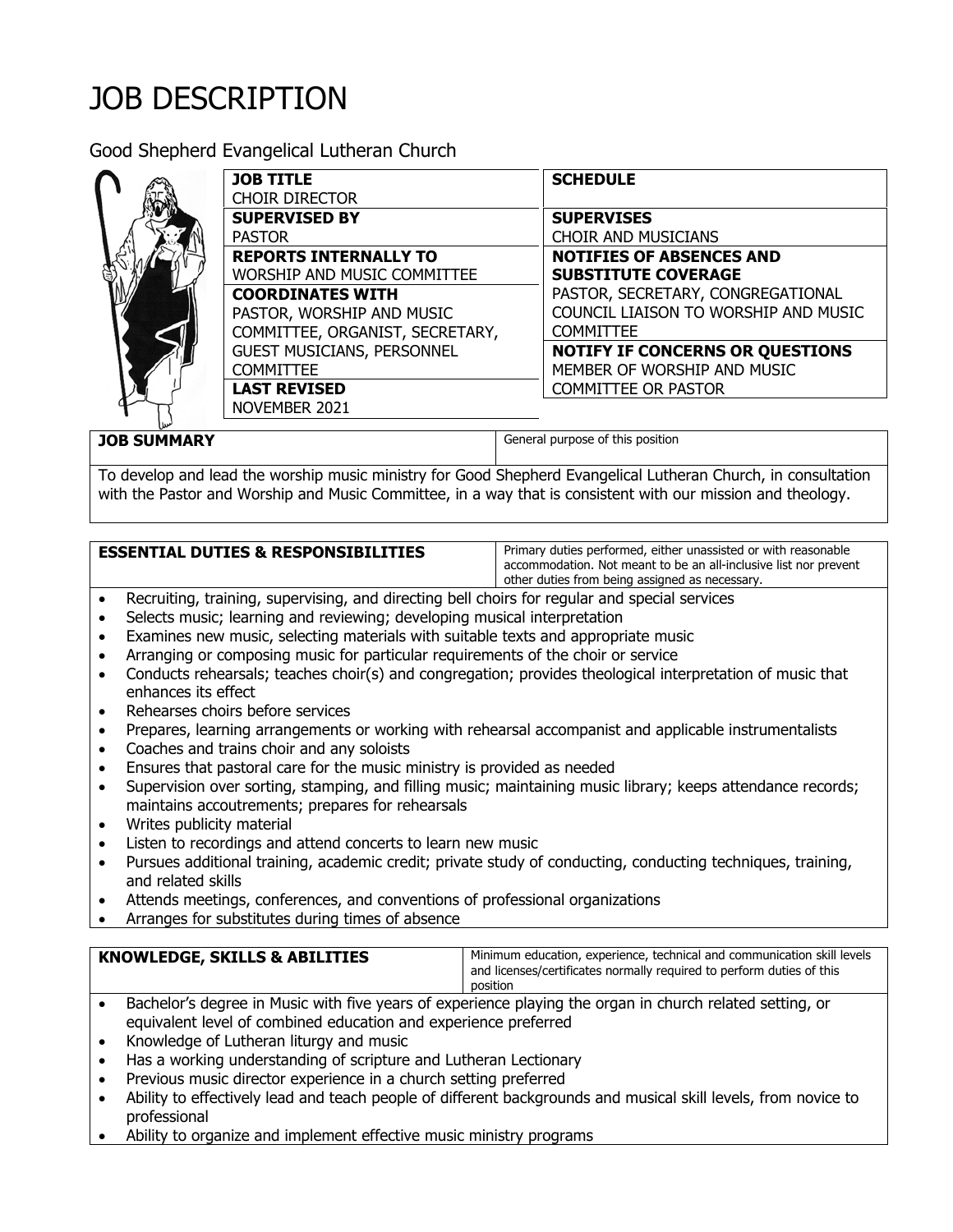# JOB DESCRIPTION

## Good Shepherd Evangelical Lutheran Church

| | |
|---|---|
| **JOB TITLE**<br>CHOIR DIRECTOR | **SCHEDULE** |
| **SUPERVISED BY**<br>PASTOR | **SUPERVISES**<br>CHOIR AND MUSICIANS |
| **REPORTS INTERNALLY TO**<br>WORSHIP AND MUSIC COMMITTEE | **NOTIFIES OF ABSENCES AND SUBSTITUTE COVERAGE**<br>PASTOR, SECRETARY, CONGREGATIONAL COUNCIL LIAISON TO WORSHIP AND MUSIC COMMITTEE |
| **COORDINATES WITH**<br>PASTOR, WORSHIP AND MUSIC COMMITTEE, ORGANIST, SECRETARY, GUEST MUSICIANS, PERSONNEL COMMITTEE | **NOTIFY IF CONCERNS OR QUESTIONS**<br>MEMBER OF WORSHIP AND MUSIC COMMITTEE OR PASTOR |
| **LAST REVISED**<br>NOVEMBER 2021 | |

| **JOB SUMMARY** | General purpose of this position |
|---|---|

To develop and lead the worship music ministry for Good Shepherd Evangelical Lutheran Church, in consultation with the Pastor and Worship and Music Committee, in a way that is consistent with our mission and theology.

| **ESSENTIAL DUTIES & RESPONSIBILITIES** | Primary duties performed, either unassisted or with reasonable accommodation. Not meant to be an all-inclusive list nor prevent other duties from being assigned as necessary. |
|---|---|

- Recruiting, training, supervising, and directing bell choirs for regular and special services
- Selects music; learning and reviewing; developing musical interpretation
- Examines new music, selecting materials with suitable texts and appropriate music
- Arranging or composing music for particular requirements of the choir or service
- Conducts rehearsals; teaches choir(s) and congregation; provides theological interpretation of music that enhances its effect
- Rehearses choirs before services
- Prepares, learning arrangements or working with rehearsal accompanist and applicable instrumentalists
- Coaches and trains choir and any soloists
- Ensures that pastoral care for the music ministry is provided as needed
- Supervision over sorting, stamping, and filling music; maintaining music library; keeps attendance records; maintains accoutrements; prepares for rehearsals
- Writes publicity material
- Listen to recordings and attend concerts to learn new music
- Pursues additional training, academic credit; private study of conducting, conducting techniques, training, and related skills
- Attends meetings, conferences, and conventions of professional organizations
- Arranges for substitutes during times of absence

| **KNOWLEDGE, SKILLS & ABILITIES** | Minimum education, experience, technical and communication skill levels and licenses/certificates normally required to perform duties of this position |
|---|---|

- Bachelor's degree in Music with five years of experience playing the organ in church related setting, or equivalent level of combined education and experience preferred
- Knowledge of Lutheran liturgy and music
- Has a working understanding of scripture and Lutheran Lectionary
- Previous music director experience in a church setting preferred
- Ability to effectively lead and teach people of different backgrounds and musical skill levels, from novice to professional
- Ability to organize and implement effective music ministry programs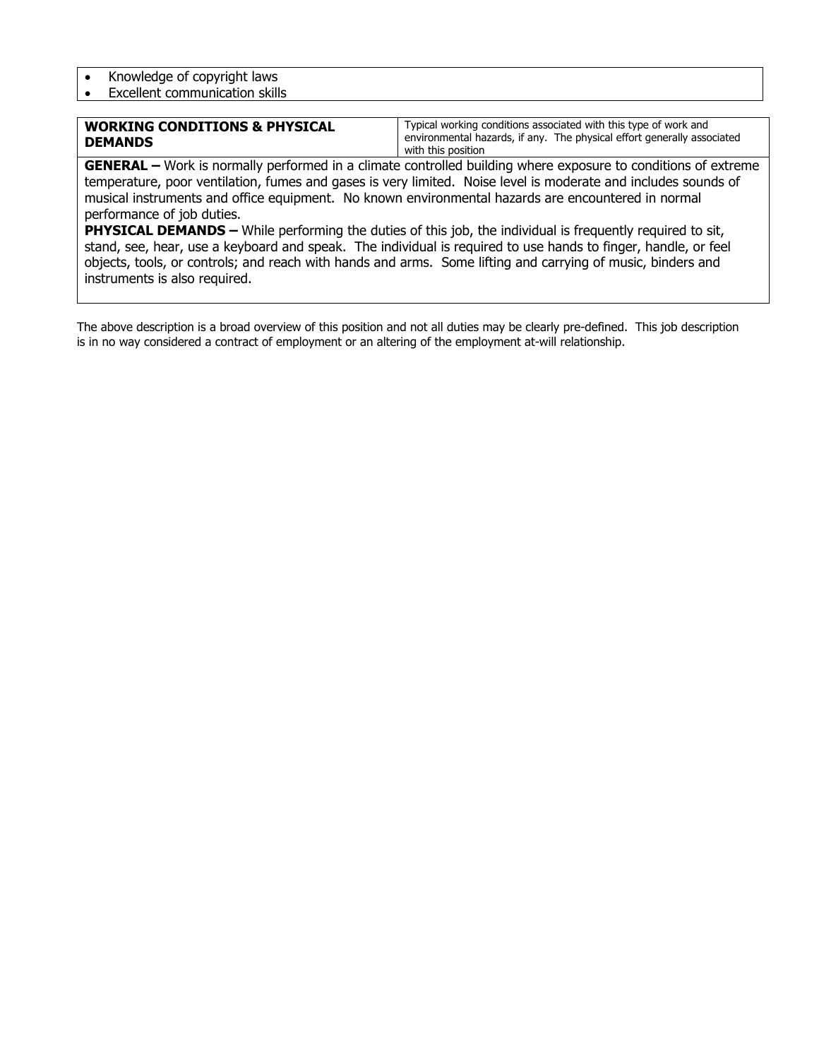- Knowledge of copyright laws
- Excellent communication skills

| **WORKING CONDITIONS & PHYSICAL DEMANDS** | Typical working conditions associated with this type of work and environmental hazards, if any. The physical effort generally associated with this position |
|---|---|

**GENERAL –** Work is normally performed in a climate controlled building where exposure to conditions of extreme temperature, poor ventilation, fumes and gases is very limited. Noise level is moderate and includes sounds of musical instruments and office equipment. No known environmental hazards are encountered in normal performance of job duties.

**PHYSICAL DEMANDS –** While performing the duties of this job, the individual is frequently required to sit, stand, see, hear, use a keyboard and speak. The individual is required to use hands to finger, handle, or feel objects, tools, or controls; and reach with hands and arms. Some lifting and carrying of music, binders and instruments is also required.

The above description is a broad overview of this position and not all duties may be clearly pre-defined. This job description is in no way considered a contract of employment or an altering of the employment at-will relationship.